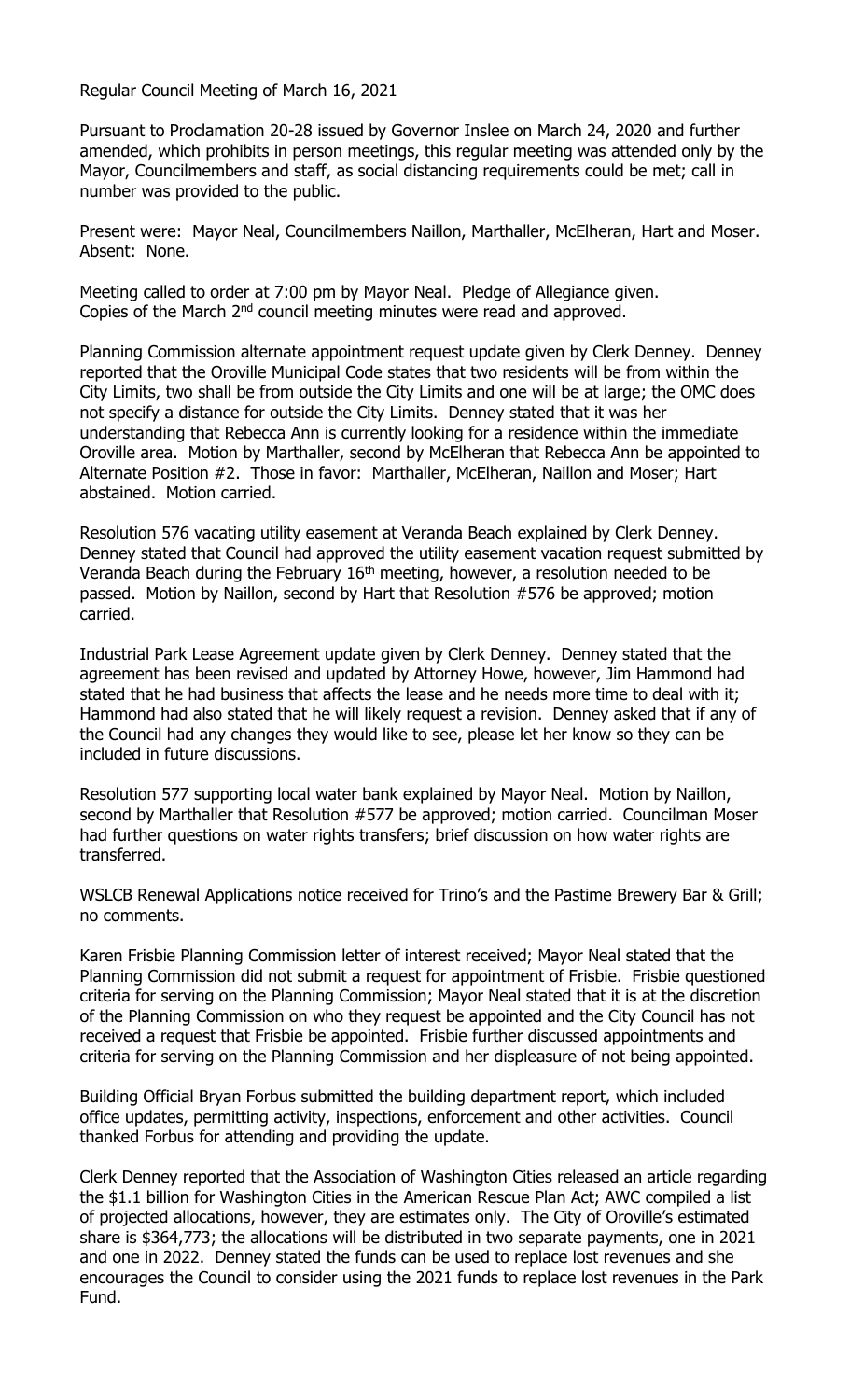Regular Council Meeting of March 16, 2021

Pursuant to Proclamation 20-28 issued by Governor Inslee on March 24, 2020 and further amended, which prohibits in person meetings, this regular meeting was attended only by the Mayor, Councilmembers and staff, as social distancing requirements could be met; call in number was provided to the public.

Present were: Mayor Neal, Councilmembers Naillon, Marthaller, McElheran, Hart and Moser. Absent: None.

Meeting called to order at 7:00 pm by Mayor Neal. Pledge of Allegiance given. Copies of the March 2nd council meeting minutes were read and approved.

Planning Commission alternate appointment request update given by Clerk Denney. Denney reported that the Oroville Municipal Code states that two residents will be from within the City Limits, two shall be from outside the City Limits and one will be at large; the OMC does not specify a distance for outside the City Limits. Denney stated that it was her understanding that Rebecca Ann is currently looking for a residence within the immediate Oroville area. Motion by Marthaller, second by McElheran that Rebecca Ann be appointed to Alternate Position #2. Those in favor: Marthaller, McElheran, Naillon and Moser; Hart abstained. Motion carried.

Resolution 576 vacating utility easement at Veranda Beach explained by Clerk Denney. Denney stated that Council had approved the utility easement vacation request submitted by Veranda Beach during the February 16th meeting, however, a resolution needed to be passed. Motion by Naillon, second by Hart that Resolution #576 be approved; motion carried.

Industrial Park Lease Agreement update given by Clerk Denney. Denney stated that the agreement has been revised and updated by Attorney Howe, however, Jim Hammond had stated that he had business that affects the lease and he needs more time to deal with it; Hammond had also stated that he will likely request a revision. Denney asked that if any of the Council had any changes they would like to see, please let her know so they can be included in future discussions.

Resolution 577 supporting local water bank explained by Mayor Neal. Motion by Naillon, second by Marthaller that Resolution #577 be approved; motion carried. Councilman Moser had further questions on water rights transfers; brief discussion on how water rights are transferred.

WSLCB Renewal Applications notice received for Trino's and the Pastime Brewery Bar & Grill; no comments.

Karen Frisbie Planning Commission letter of interest received; Mayor Neal stated that the Planning Commission did not submit a request for appointment of Frisbie. Frisbie questioned criteria for serving on the Planning Commission; Mayor Neal stated that it is at the discretion of the Planning Commission on who they request be appointed and the City Council has not received a request that Frisbie be appointed. Frisbie further discussed appointments and criteria for serving on the Planning Commission and her displeasure of not being appointed.

Building Official Bryan Forbus submitted the building department report, which included office updates, permitting activity, inspections, enforcement and other activities. Council thanked Forbus for attending and providing the update.

Clerk Denney reported that the Association of Washington Cities released an article regarding the $1.1 billion for Washington Cities in the American Rescue Plan Act; AWC compiled a list of projected allocations, however, they are estimates only. The City of Oroville's estimated share is $364,773; the allocations will be distributed in two separate payments, one in 2021 and one in 2022. Denney stated the funds can be used to replace lost revenues and she encourages the Council to consider using the 2021 funds to replace lost revenues in the Park Fund.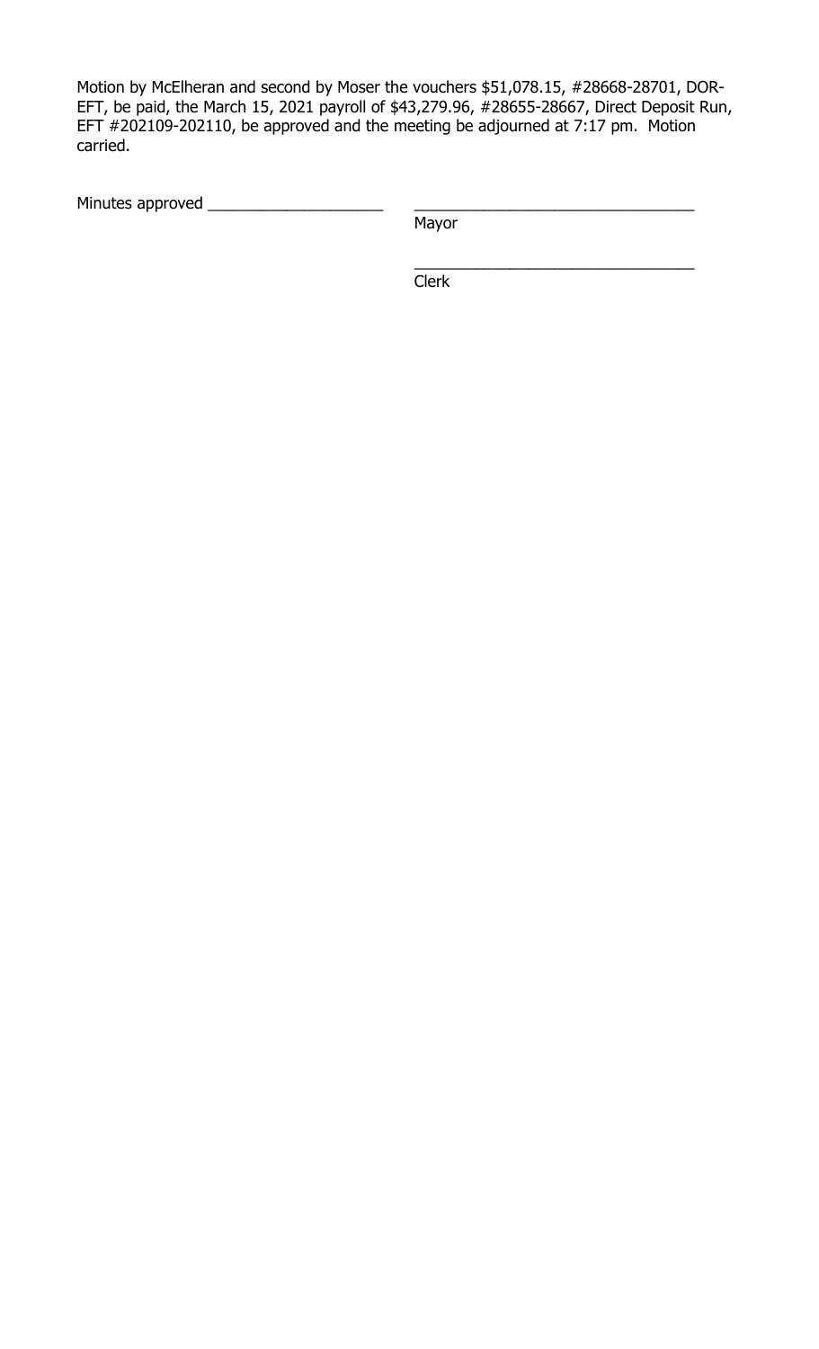Motion by McElheran and second by Moser the vouchers $51,078.15, #28668-28701, DOR-EFT, be paid, the March 15, 2021 payroll of $43,279.96, #28655-28667, Direct Deposit Run, EFT #202109-202110, be approved and the meeting be adjourned at 7:17 pm. Motion carried.

Minutes approved ____________________ ________________________________

Mayor

________________________________

Clerk